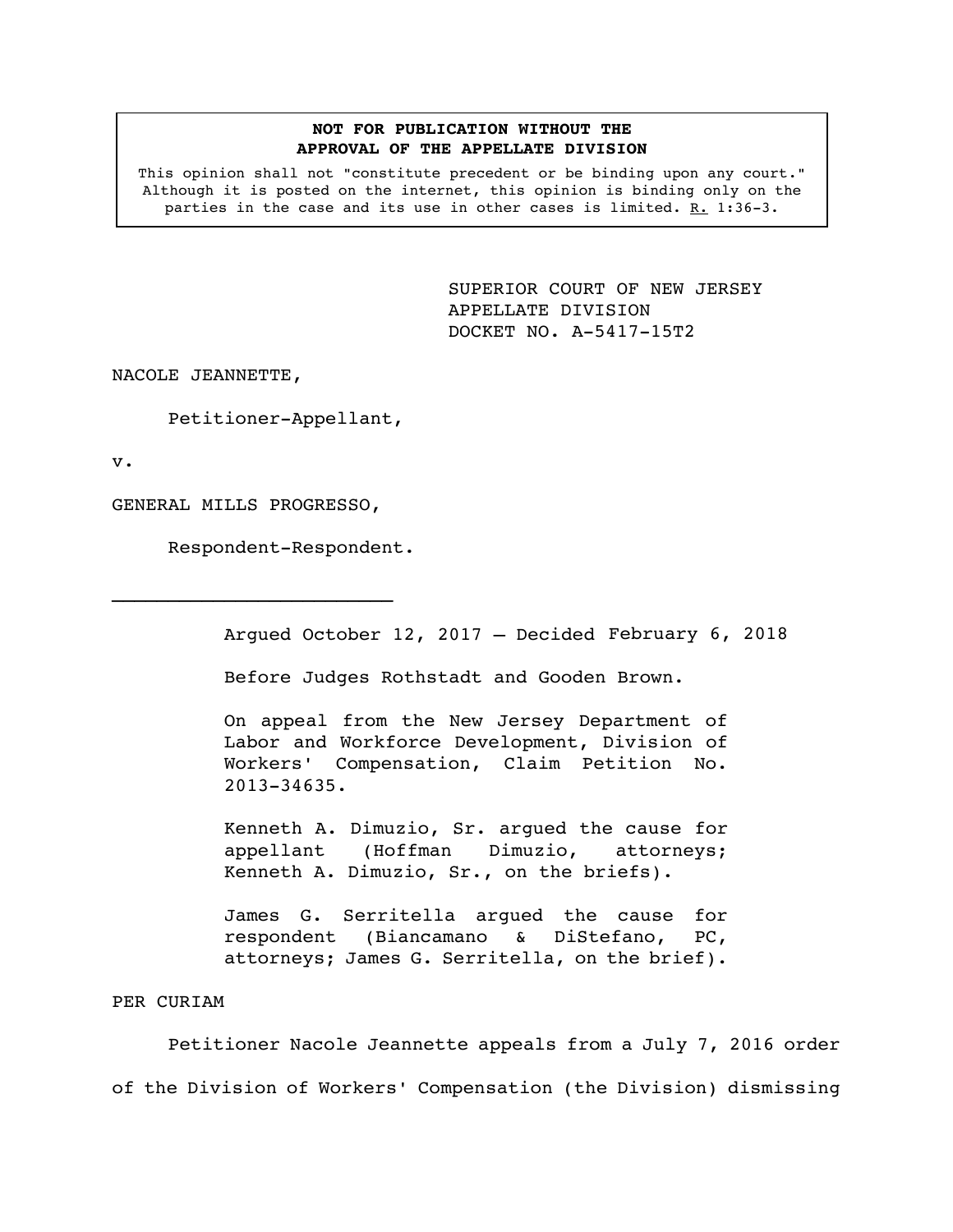**NOT FOR PUBLICATION WITHOUT THE APPROVAL OF THE APPELLATE DIVISION**

This opinion shall not "constitute precedent or be binding upon any court." Although it is posted on the internet, this opinion is binding only on the parties in the case and its use in other cases is limited. R. 1:36-3.

SUPERIOR COURT OF NEW JERSEY
APPELLATE DIVISION
DOCKET NO. A-5417-15T2

NACOLE JEANNETTE,

Petitioner-Appellant,

v.

GENERAL MILLS PROGRESSO,

Respondent-Respondent.

---

Argued October 12, 2017 – Decided February 6, 2018

Before Judges Rothstadt and Gooden Brown.

On appeal from the New Jersey Department of Labor and Workforce Development, Division of Workers' Compensation, Claim Petition No. 2013-34635.

Kenneth A. Dimuzio, Sr. argued the cause for appellant (Hoffman Dimuzio, attorneys; Kenneth A. Dimuzio, Sr., on the briefs).

James G. Serritella argued the cause for respondent (Biancamano & DiStefano, PC, attorneys; James G. Serritella, on the brief).

PER CURIAM

Petitioner Nacole Jeannette appeals from a July 7, 2016 order of the Division of Workers' Compensation (the Division) dismissing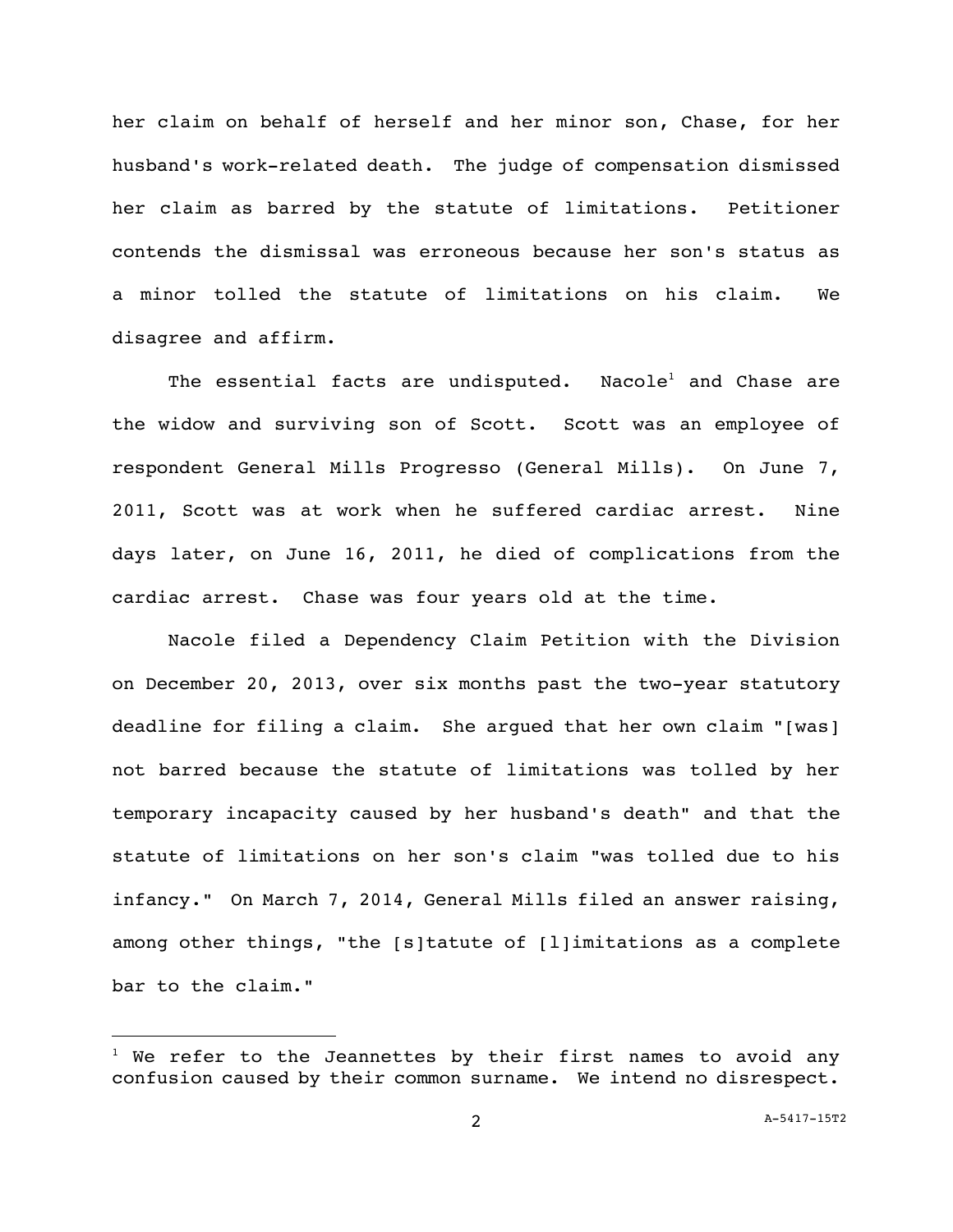her claim on behalf of herself and her minor son, Chase, for her husband's work-related death. The judge of compensation dismissed her claim as barred by the statute of limitations. Petitioner contends the dismissal was erroneous because her son's status as a minor tolled the statute of limitations on his claim. We disagree and affirm.

The essential facts are undisputed. Nacole[1] and Chase are the widow and surviving son of Scott. Scott was an employee of respondent General Mills Progresso (General Mills). On June 7, 2011, Scott was at work when he suffered cardiac arrest. Nine days later, on June 16, 2011, he died of complications from the cardiac arrest. Chase was four years old at the time.

Nacole filed a Dependency Claim Petition with the Division on December 20, 2013, over six months past the two-year statutory deadline for filing a claim. She argued that her own claim "[was] not barred because the statute of limitations was tolled by her temporary incapacity caused by her husband's death" and that the statute of limitations on her son's claim "was tolled due to his infancy." On March 7, 2014, General Mills filed an answer raising, among other things, "the [s]tatute of [l]imitations as a complete bar to the claim."

[1] We refer to the Jeannettes by their first names to avoid any confusion caused by their common surname. We intend no disrespect.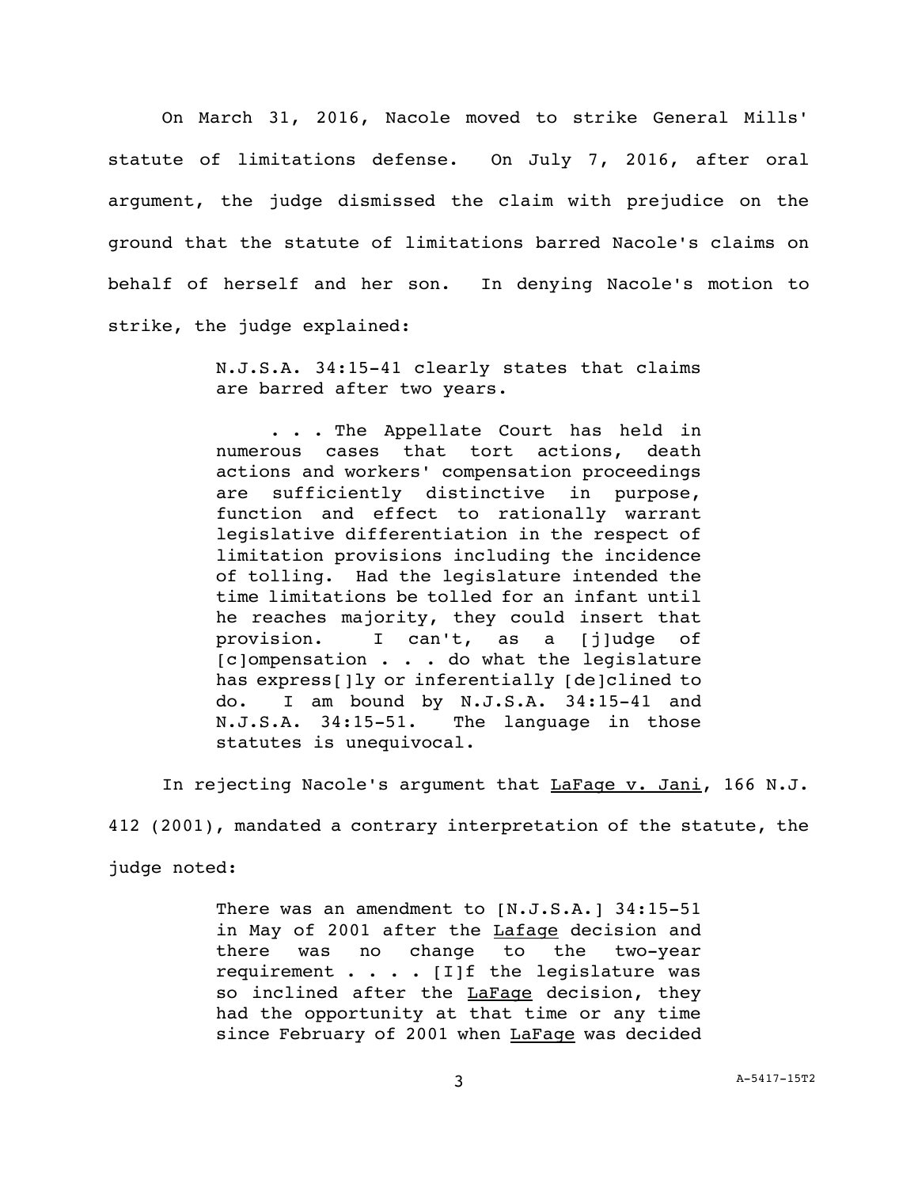On March 31, 2016, Nacole moved to strike General Mills' statute of limitations defense. On July 7, 2016, after oral argument, the judge dismissed the claim with prejudice on the ground that the statute of limitations barred Nacole's claims on behalf of herself and her son. In denying Nacole's motion to strike, the judge explained:

> N.J.S.A. 34:15-41 clearly states that claims are barred after two years.
>
> . . . The Appellate Court has held in numerous cases that tort actions, death actions and workers' compensation proceedings are sufficiently distinctive in purpose, function and effect to rationally warrant legislative differentiation in the respect of limitation provisions including the incidence of tolling. Had the legislature intended the time limitations be tolled for an infant until he reaches majority, they could insert that provision. I can't, as a [j]udge of [c]ompensation . . . do what the legislature has express[]ly or inferentially [de]clined to do. I am bound by N.J.S.A. 34:15-41 and N.J.S.A. 34:15-51. The language in those statutes is unequivocal.

In rejecting Nacole's argument that <u>LaFage v. Jani</u>, 166 N.J. 412 (2001), mandated a contrary interpretation of the statute, the judge noted:

> There was an amendment to [N.J.S.A.] 34:15-51 in May of 2001 after the <u>Lafage</u> decision and there was no change to the two-year requirement . . . . [I]f the legislature was so inclined after the <u>LaFage</u> decision, they had the opportunity at that time or any time since February of 2001 when <u>LaFage</u> was decided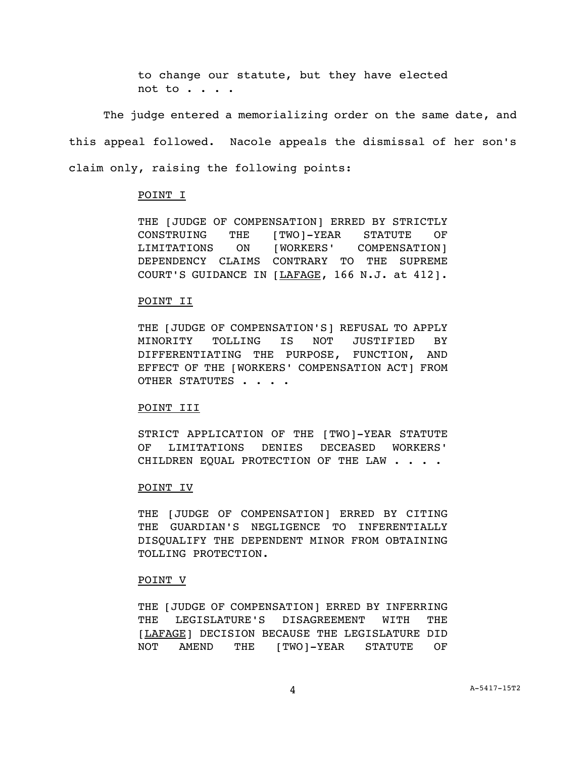> to change our statute, but they have elected not to . . . .

The judge entered a memorializing order on the same date, and this appeal followed. Nacole appeals the dismissal of her son's claim only, raising the following points:

> <u>POINT I</u>
>
> THE [JUDGE OF COMPENSATION] ERRED BY STRICTLY CONSTRUING THE [TWO]-YEAR STATUTE OF LIMITATIONS ON [WORKERS' COMPENSATION] DEPENDENCY CLAIMS CONTRARY TO THE SUPREME COURT'S GUIDANCE IN [<u>LAFAGE</u>, 166 N.J. at 412].
>
> <u>POINT II</u>
>
> THE [JUDGE OF COMPENSATION'S] REFUSAL TO APPLY MINORITY TOLLING IS NOT JUSTIFIED BY DIFFERENTIATING THE PURPOSE, FUNCTION, AND EFFECT OF THE [WORKERS' COMPENSATION ACT] FROM OTHER STATUTES . . . .
>
> <u>POINT III</u>
>
> STRICT APPLICATION OF THE [TWO]-YEAR STATUTE OF LIMITATIONS DENIES DECEASED WORKERS' CHILDREN EQUAL PROTECTION OF THE LAW . . . .
>
> <u>POINT IV</u>
>
> THE [JUDGE OF COMPENSATION] ERRED BY CITING THE GUARDIAN'S NEGLIGENCE TO INFERENTIALLY DISQUALIFY THE DEPENDENT MINOR FROM OBTAINING TOLLING PROTECTION.
>
> <u>POINT V</u>
>
> THE [JUDGE OF COMPENSATION] ERRED BY INFERRING THE LEGISLATURE'S DISAGREEMENT WITH THE [<u>LAFAGE</u>] DECISION BECAUSE THE LEGISLATURE DID NOT AMEND THE [TWO]-YEAR STATUTE OF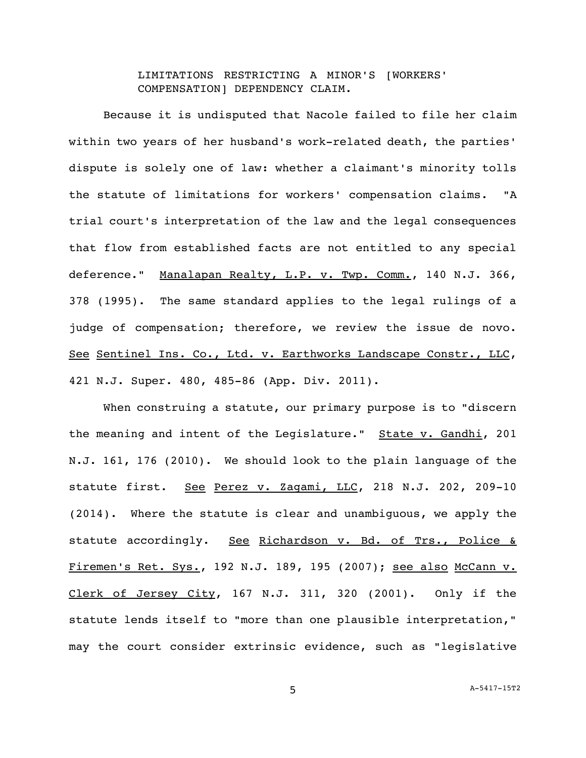LIMITATIONS RESTRICTING A MINOR'S [WORKERS' COMPENSATION] DEPENDENCY CLAIM.

Because it is undisputed that Nacole failed to file her claim within two years of her husband's work-related death, the parties' dispute is solely one of law: whether a claimant's minority tolls the statute of limitations for workers' compensation claims. "A trial court's interpretation of the law and the legal consequences that flow from established facts are not entitled to any special deference." Manalapan Realty, L.P. v. Twp. Comm., 140 N.J. 366, 378 (1995). The same standard applies to the legal rulings of a judge of compensation; therefore, we review the issue de novo. See Sentinel Ins. Co., Ltd. v. Earthworks Landscape Constr., LLC, 421 N.J. Super. 480, 485-86 (App. Div. 2011).

When construing a statute, our primary purpose is to "discern the meaning and intent of the Legislature." State v. Gandhi, 201 N.J. 161, 176 (2010). We should look to the plain language of the statute first. See Perez v. Zagami, LLC, 218 N.J. 202, 209-10 (2014). Where the statute is clear and unambiguous, we apply the statute accordingly. See Richardson v. Bd. of Trs., Police & Firemen's Ret. Sys., 192 N.J. 189, 195 (2007); see also McCann v. Clerk of Jersey City, 167 N.J. 311, 320 (2001). Only if the statute lends itself to "more than one plausible interpretation," may the court consider extrinsic evidence, such as "legislative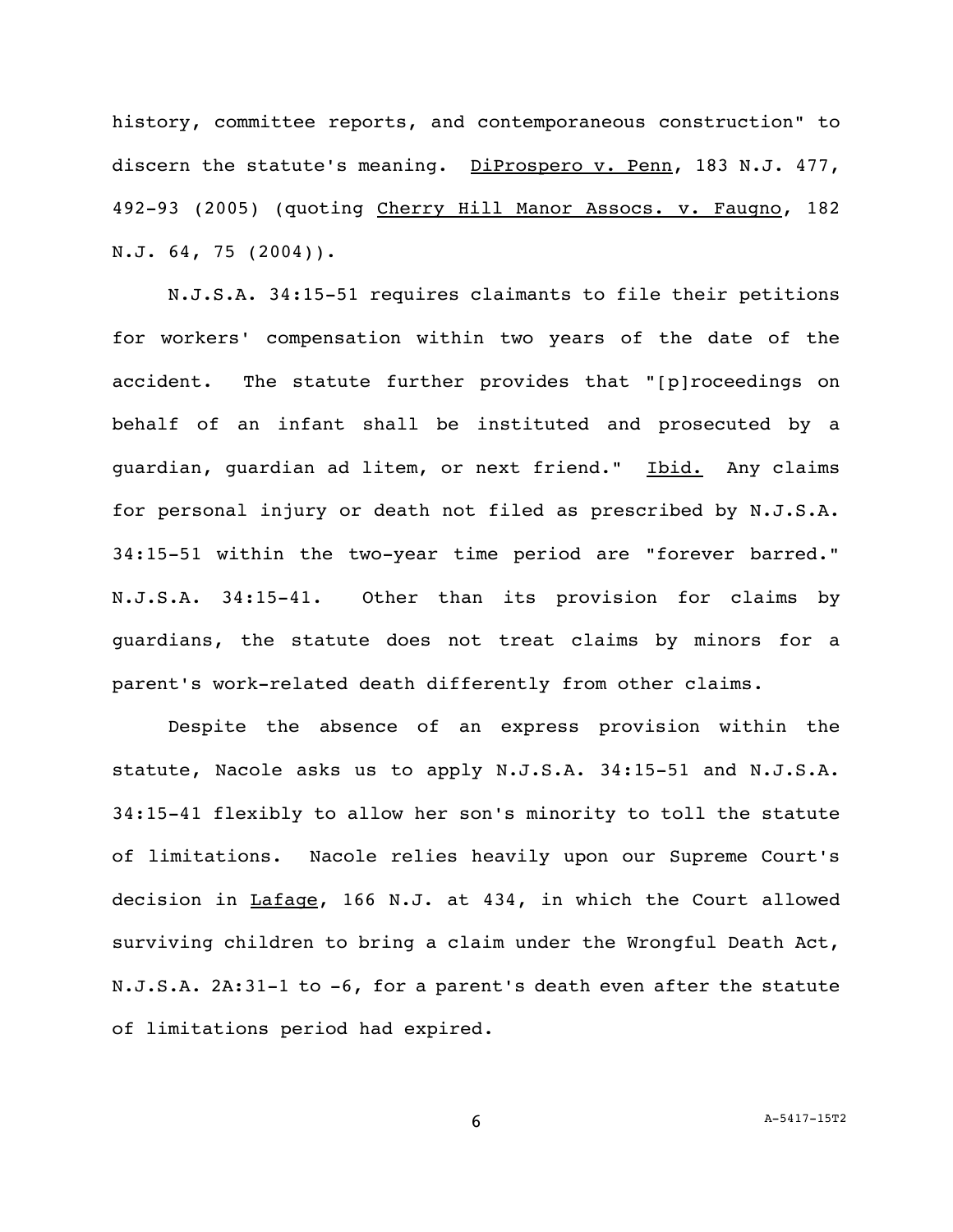history, committee reports, and contemporaneous construction" to discern the statute's meaning. DiProspero v. Penn, 183 N.J. 477, 492-93 (2005) (quoting Cherry Hill Manor Assocs. v. Faugno, 182 N.J. 64, 75 (2004)).

N.J.S.A. 34:15-51 requires claimants to file their petitions for workers' compensation within two years of the date of the accident. The statute further provides that "[p]roceedings on behalf of an infant shall be instituted and prosecuted by a guardian, guardian ad litem, or next friend." Ibid. Any claims for personal injury or death not filed as prescribed by N.J.S.A. 34:15-51 within the two-year time period are "forever barred." N.J.S.A. 34:15-41. Other than its provision for claims by guardians, the statute does not treat claims by minors for a parent's work-related death differently from other claims.

Despite the absence of an express provision within the statute, Nacole asks us to apply N.J.S.A. 34:15-51 and N.J.S.A. 34:15-41 flexibly to allow her son's minority to toll the statute of limitations. Nacole relies heavily upon our Supreme Court's decision in Lafage, 166 N.J. at 434, in which the Court allowed surviving children to bring a claim under the Wrongful Death Act, N.J.S.A. 2A:31-1 to -6, for a parent's death even after the statute of limitations period had expired.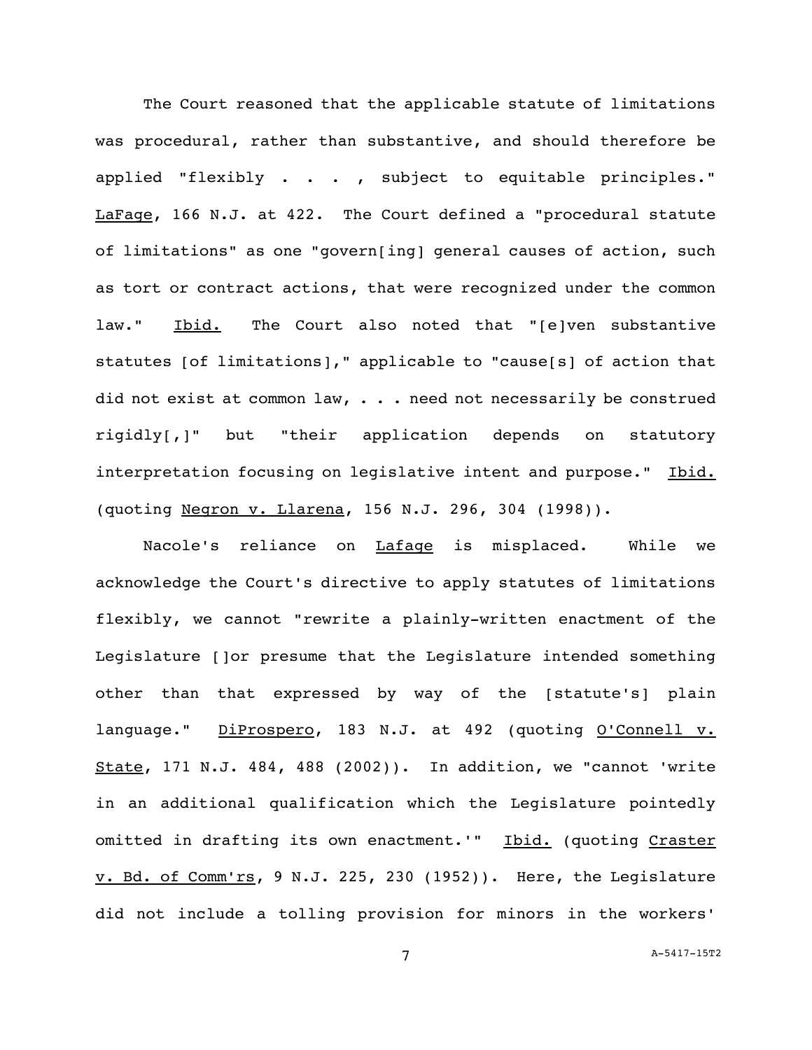The Court reasoned that the applicable statute of limitations was procedural, rather than substantive, and should therefore be applied "flexibly . . . , subject to equitable principles." LaFage, 166 N.J. at 422. The Court defined a "procedural statute of limitations" as one "govern[ing] general causes of action, such as tort or contract actions, that were recognized under the common law." Ibid. The Court also noted that "[e]ven substantive statutes [of limitations]," applicable to "cause[s] of action that did not exist at common law, . . . need not necessarily be construed rigidly[,]" but "their application depends on statutory interpretation focusing on legislative intent and purpose." Ibid. (quoting Negron v. Llarena, 156 N.J. 296, 304 (1998)).

Nacole's reliance on Lafage is misplaced. While we acknowledge the Court's directive to apply statutes of limitations flexibly, we cannot "rewrite a plainly-written enactment of the Legislature []or presume that the Legislature intended something other than that expressed by way of the [statute's] plain language." DiProspero, 183 N.J. at 492 (quoting O'Connell v. State, 171 N.J. 484, 488 (2002)). In addition, we "cannot 'write in an additional qualification which the Legislature pointedly omitted in drafting its own enactment.'" Ibid. (quoting Craster v. Bd. of Comm'rs, 9 N.J. 225, 230 (1952)). Here, the Legislature did not include a tolling provision for minors in the workers'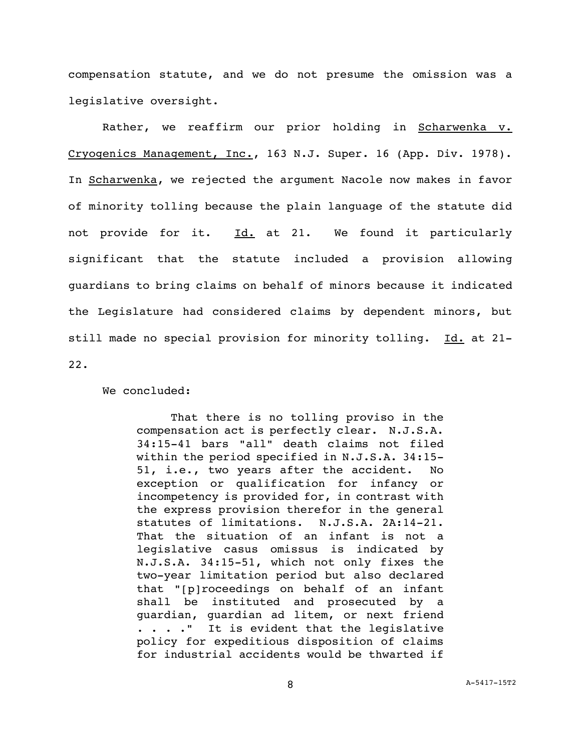compensation statute, and we do not presume the omission was a legislative oversight.

Rather, we reaffirm our prior holding in Scharwenka v. Cryogenics Management, Inc., 163 N.J. Super. 16 (App. Div. 1978). In Scharwenka, we rejected the argument Nacole now makes in favor of minority tolling because the plain language of the statute did not provide for it. Id. at 21. We found it particularly significant that the statute included a provision allowing guardians to bring claims on behalf of minors because it indicated the Legislature had considered claims by dependent minors, but still made no special provision for minority tolling. Id. at 21-22.

We concluded:

> That there is no tolling proviso in the compensation act is perfectly clear. N.J.S.A. 34:15-41 bars "all" death claims not filed within the period specified in N.J.S.A. 34:15-51, i.e., two years after the accident. No exception or qualification for infancy or incompetency is provided for, in contrast with the express provision therefor in the general statutes of limitations. N.J.S.A. 2A:14-21. That the situation of an infant is not a legislative casus omissus is indicated by N.J.S.A. 34:15-51, which not only fixes the two-year limitation period but also declared that "[p]roceedings on behalf of an infant shall be instituted and prosecuted by a guardian, guardian ad litem, or next friend . . . ." It is evident that the legislative policy for expeditious disposition of claims for industrial accidents would be thwarted if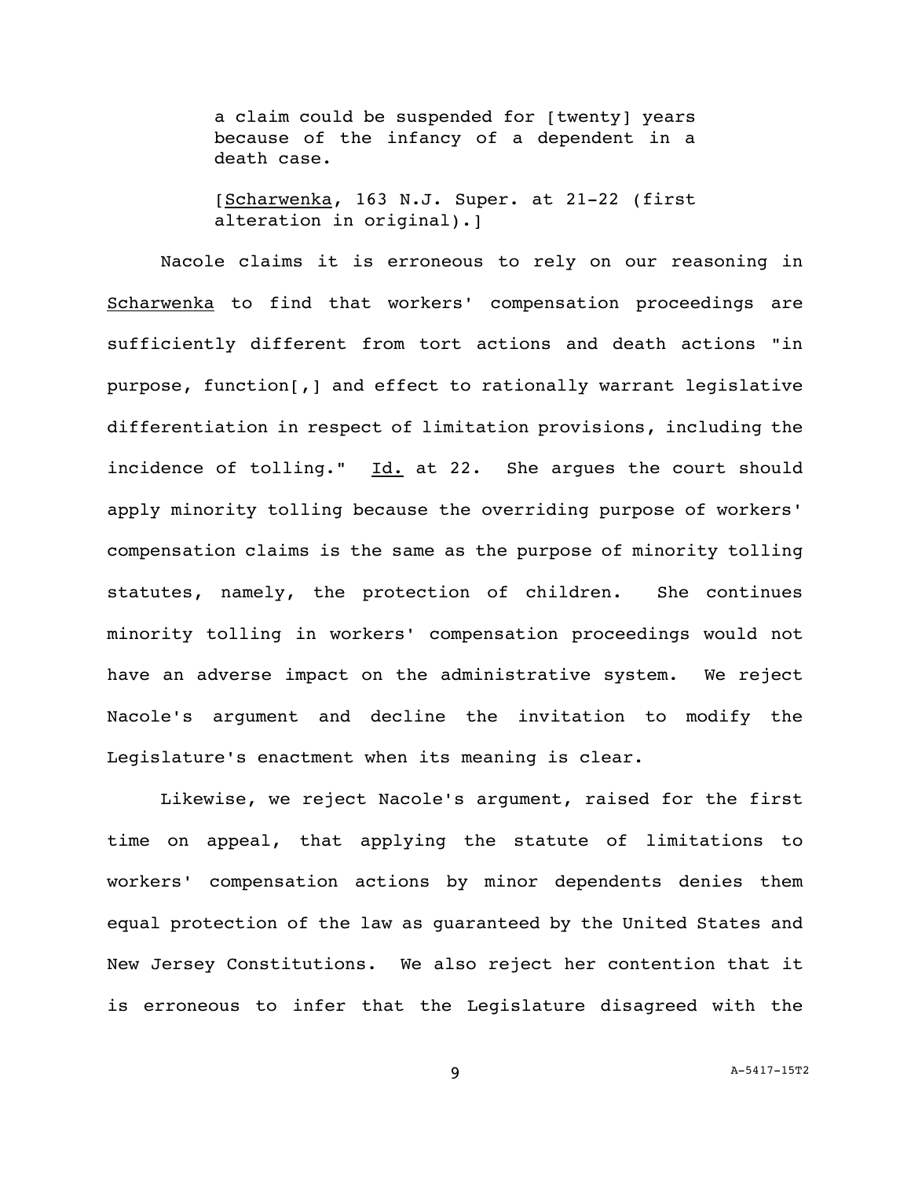> a claim could be suspended for [twenty] years because of the infancy of a dependent in a death case.
>
> [Scharwenka, 163 N.J. Super. at 21-22 (first alteration in original).]

Nacole claims it is erroneous to rely on our reasoning in Scharwenka to find that workers' compensation proceedings are sufficiently different from tort actions and death actions "in purpose, function[,] and effect to rationally warrant legislative differentiation in respect of limitation provisions, including the incidence of tolling." Id. at 22. She argues the court should apply minority tolling because the overriding purpose of workers' compensation claims is the same as the purpose of minority tolling statutes, namely, the protection of children. She continues minority tolling in workers' compensation proceedings would not have an adverse impact on the administrative system. We reject Nacole's argument and decline the invitation to modify the Legislature's enactment when its meaning is clear.

Likewise, we reject Nacole's argument, raised for the first time on appeal, that applying the statute of limitations to workers' compensation actions by minor dependents denies them equal protection of the law as guaranteed by the United States and New Jersey Constitutions. We also reject her contention that it is erroneous to infer that the Legislature disagreed with the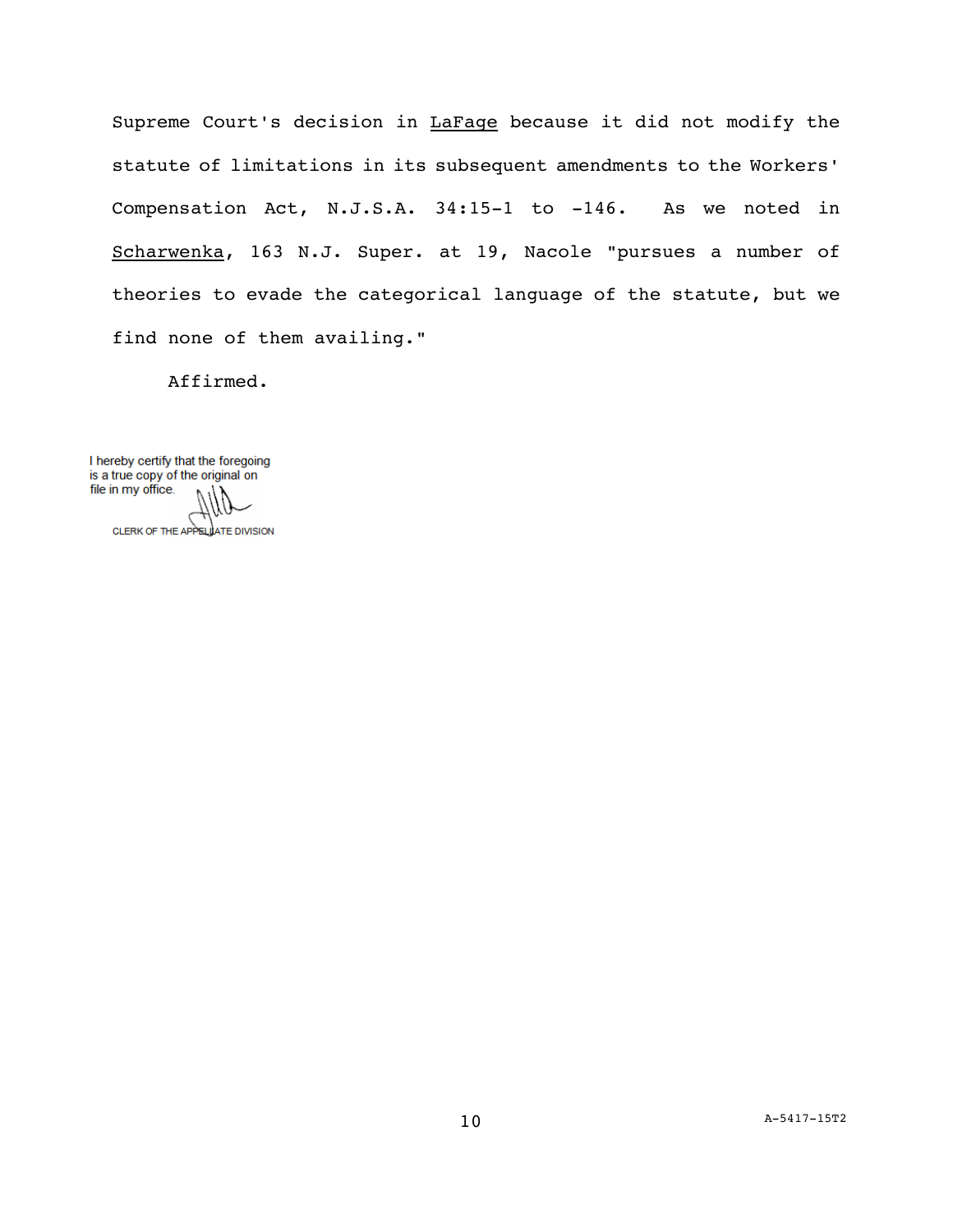Supreme Court's decision in LaFage because it did not modify the statute of limitations in its subsequent amendments to the Workers' Compensation Act, N.J.S.A. 34:15-1 to -146. As we noted in Scharwenka, 163 N.J. Super. at 19, Nacole "pursues a number of theories to evade the categorical language of the statute, but we find none of them availing."

Affirmed.

I hereby certify that the foregoing is a true copy of the original on file in my office.

CLERK OF THE APPELLATE DIVISION